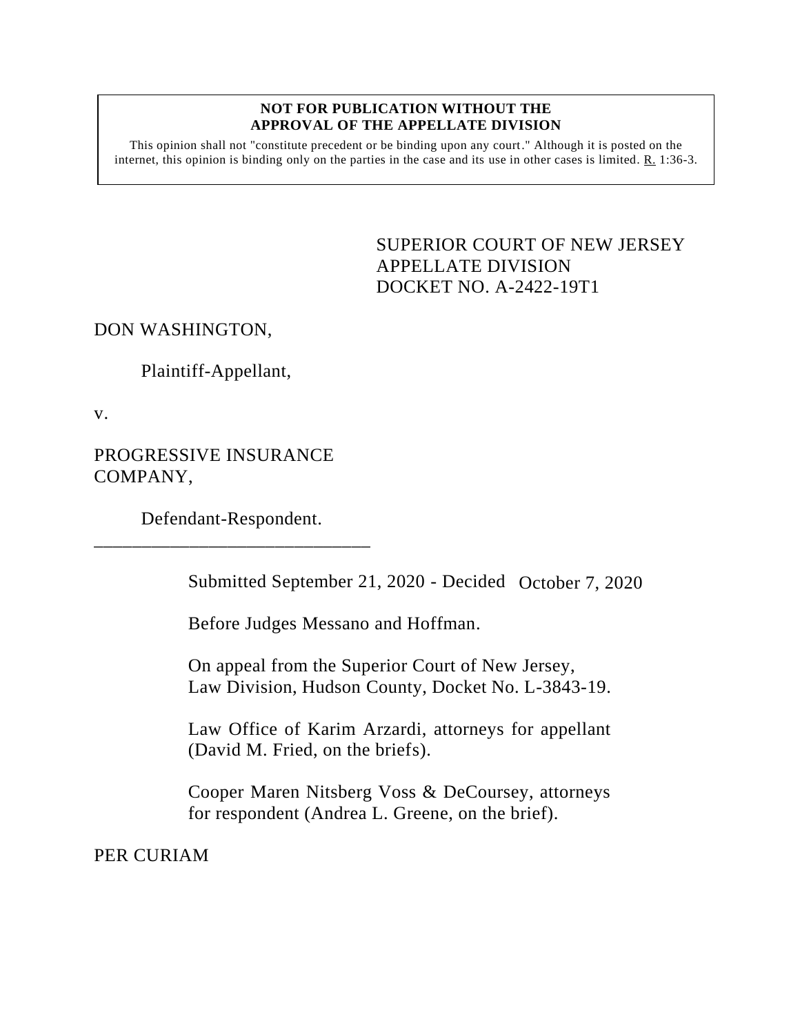**NOT FOR PUBLICATION WITHOUT THE APPROVAL OF THE APPELLATE DIVISION**

This opinion shall not "constitute precedent or be binding upon any court." Although it is posted on the internet, this opinion is binding only on the parties in the case and its use in other cases is limited. R. 1:36-3.

SUPERIOR COURT OF NEW JERSEY
APPELLATE DIVISION
DOCKET NO. A-2422-19T1

DON WASHINGTON,

Plaintiff-Appellant,

v.

PROGRESSIVE INSURANCE COMPANY,

Defendant-Respondent.

______________________________

Submitted September 21, 2020 - Decided October 7, 2020

Before Judges Messano and Hoffman.

On appeal from the Superior Court of New Jersey, Law Division, Hudson County, Docket No. L-3843-19.

Law Office of Karim Arzardi, attorneys for appellant (David M. Fried, on the briefs).

Cooper Maren Nitsberg Voss & DeCoursey, attorneys for respondent (Andrea L. Greene, on the brief).

PER CURIAM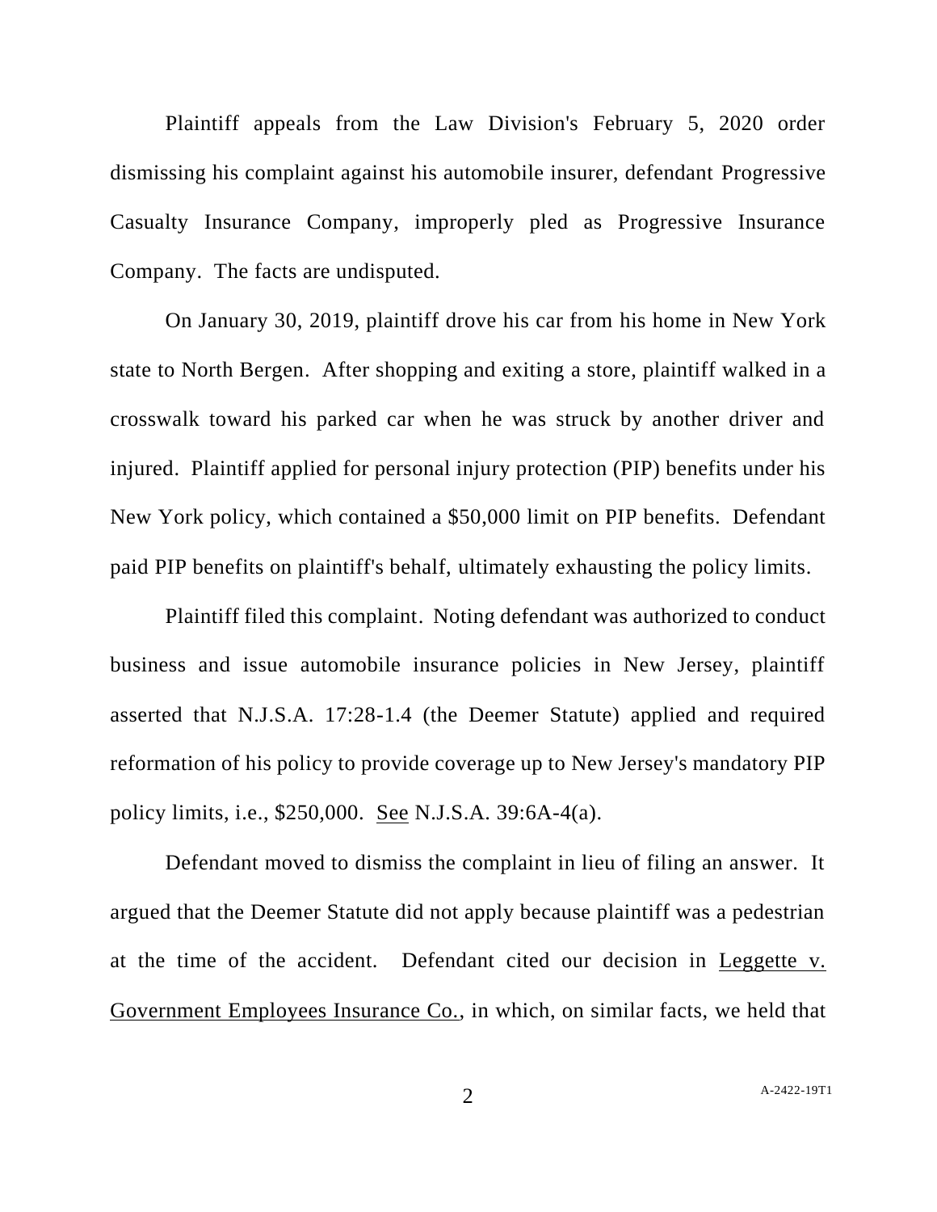Plaintiff appeals from the Law Division's February 5, 2020 order dismissing his complaint against his automobile insurer, defendant Progressive Casualty Insurance Company, improperly pled as Progressive Insurance Company. The facts are undisputed.

On January 30, 2019, plaintiff drove his car from his home in New York state to North Bergen. After shopping and exiting a store, plaintiff walked in a crosswalk toward his parked car when he was struck by another driver and injured. Plaintiff applied for personal injury protection (PIP) benefits under his New York policy, which contained a $50,000 limit on PIP benefits. Defendant paid PIP benefits on plaintiff's behalf, ultimately exhausting the policy limits.

Plaintiff filed this complaint. Noting defendant was authorized to conduct business and issue automobile insurance policies in New Jersey, plaintiff asserted that N.J.S.A. 17:28-1.4 (the Deemer Statute) applied and required reformation of his policy to provide coverage up to New Jersey's mandatory PIP policy limits, i.e., $250,000. See N.J.S.A. 39:6A-4(a).

Defendant moved to dismiss the complaint in lieu of filing an answer. It argued that the Deemer Statute did not apply because plaintiff was a pedestrian at the time of the accident. Defendant cited our decision in Leggette v. Government Employees Insurance Co., in which, on similar facts, we held that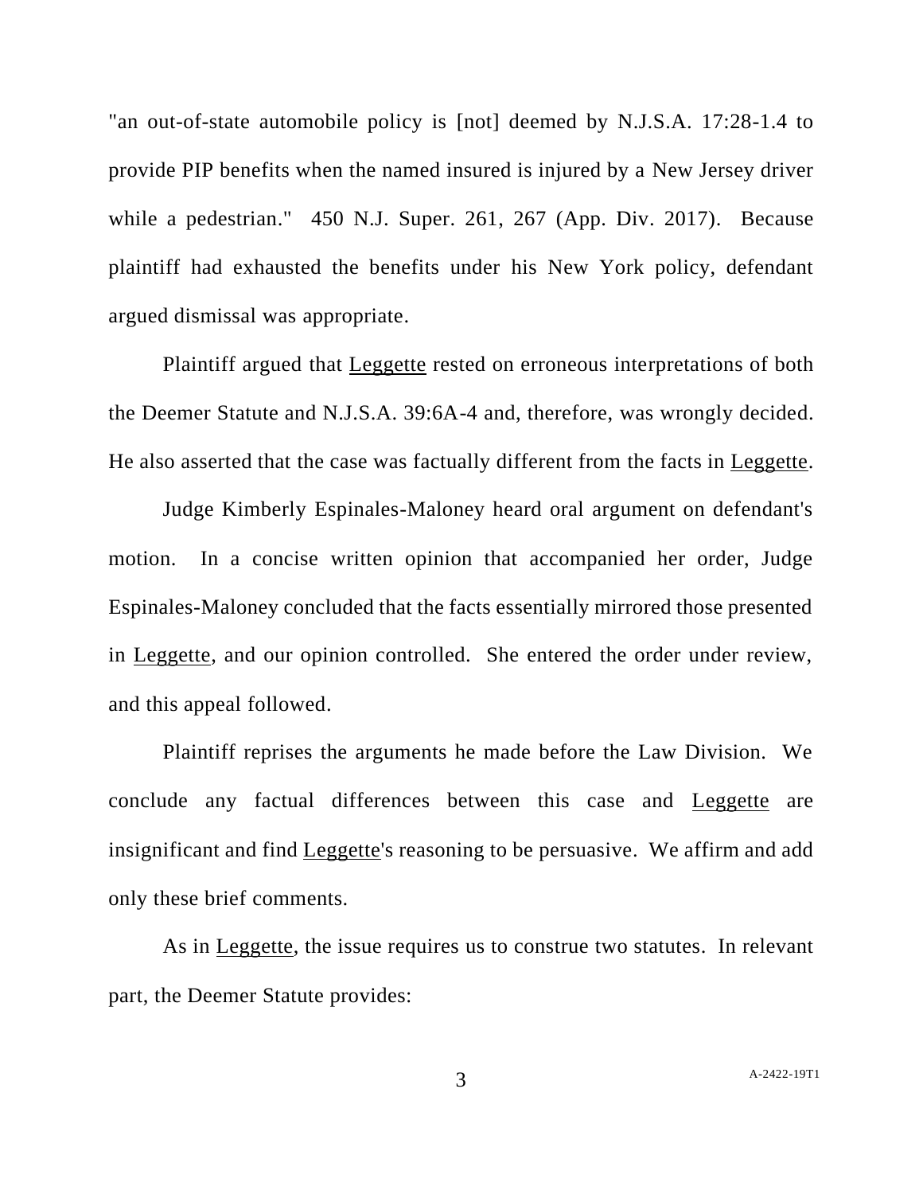"an out-of-state automobile policy is [not] deemed by N.J.S.A. 17:28-1.4 to provide PIP benefits when the named insured is injured by a New Jersey driver while a pedestrian." 450 N.J. Super. 261, 267 (App. Div. 2017). Because plaintiff had exhausted the benefits under his New York policy, defendant argued dismissal was appropriate.

Plaintiff argued that Leggette rested on erroneous interpretations of both the Deemer Statute and N.J.S.A. 39:6A-4 and, therefore, was wrongly decided. He also asserted that the case was factually different from the facts in Leggette.

Judge Kimberly Espinales-Maloney heard oral argument on defendant's motion. In a concise written opinion that accompanied her order, Judge Espinales-Maloney concluded that the facts essentially mirrored those presented in Leggette, and our opinion controlled. She entered the order under review, and this appeal followed.

Plaintiff reprises the arguments he made before the Law Division. We conclude any factual differences between this case and Leggette are insignificant and find Leggette's reasoning to be persuasive. We affirm and add only these brief comments.

As in Leggette, the issue requires us to construe two statutes. In relevant part, the Deemer Statute provides: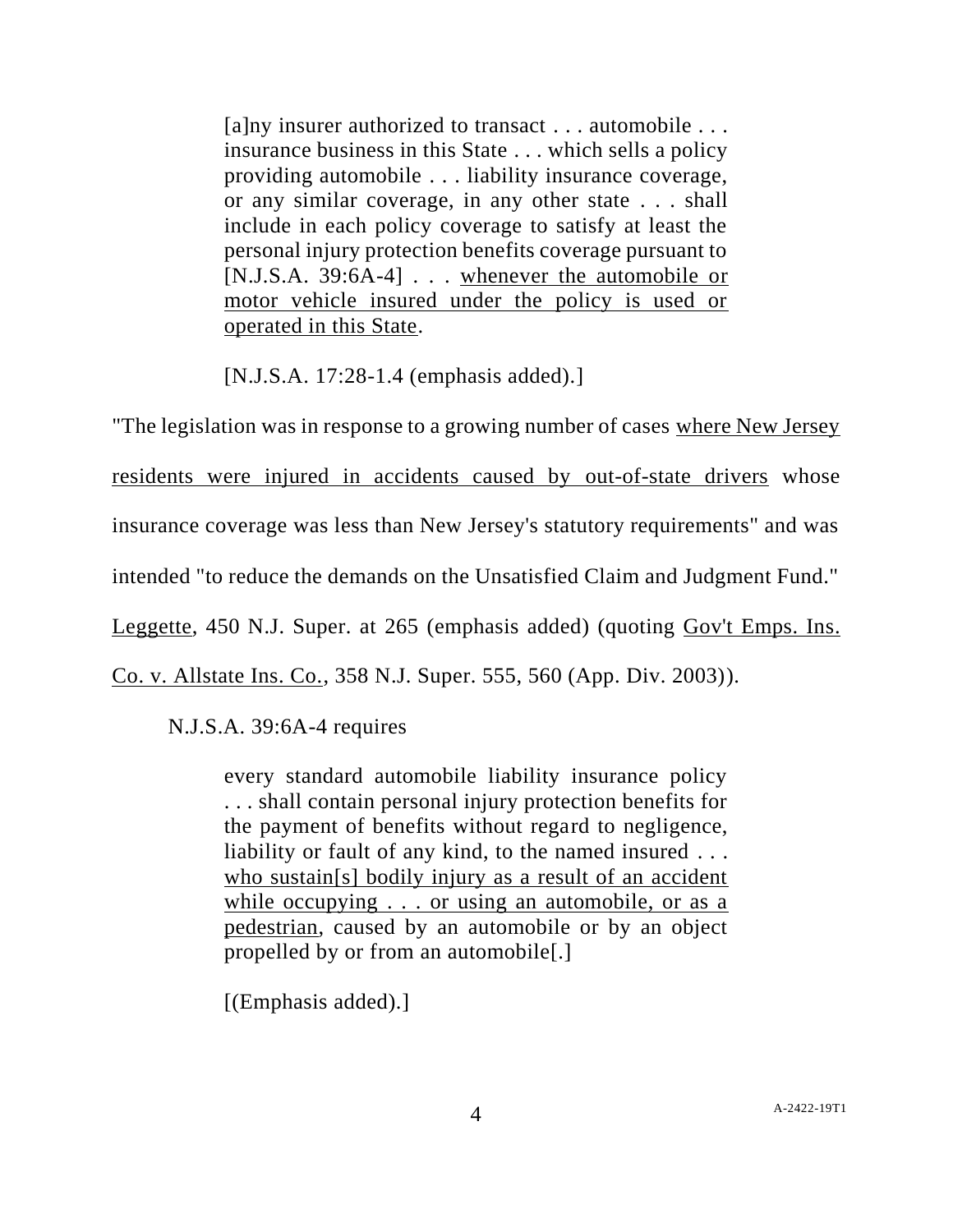> [a]ny insurer authorized to transact . . . automobile . . . insurance business in this State . . . which sells a policy providing automobile . . . liability insurance coverage, or any similar coverage, in any other state . . . shall include in each policy coverage to satisfy at least the personal injury protection benefits coverage pursuant to [N.J.S.A. 39:6A-4] . . . <u>whenever the automobile or motor vehicle insured under the policy is used or operated in this State</u>.
>
> [N.J.S.A. 17:28-1.4 (emphasis added).]

"The legislation was in response to a growing number of cases <u>where New Jersey residents were injured in accidents caused by out-of-state drivers</u> whose insurance coverage was less than New Jersey's statutory requirements" and was intended "to reduce the demands on the Unsatisfied Claim and Judgment Fund." <u>Leggette</u>, 450 N.J. Super. at 265 (emphasis added) (quoting <u>Gov't Emps. Ins. Co. v. Allstate Ins. Co.</u>, 358 N.J. Super. 555, 560 (App. Div. 2003)).

N.J.S.A. 39:6A-4 requires

> every standard automobile liability insurance policy . . . shall contain personal injury protection benefits for the payment of benefits without regard to negligence, liability or fault of any kind, to the named insured . . . <u>who sustain[s] bodily injury as a result of an accident while occupying . . . or using an automobile, or as a pedestrian</u>, caused by an automobile or by an object propelled by or from an automobile[.]
>
> [(Emphasis added).]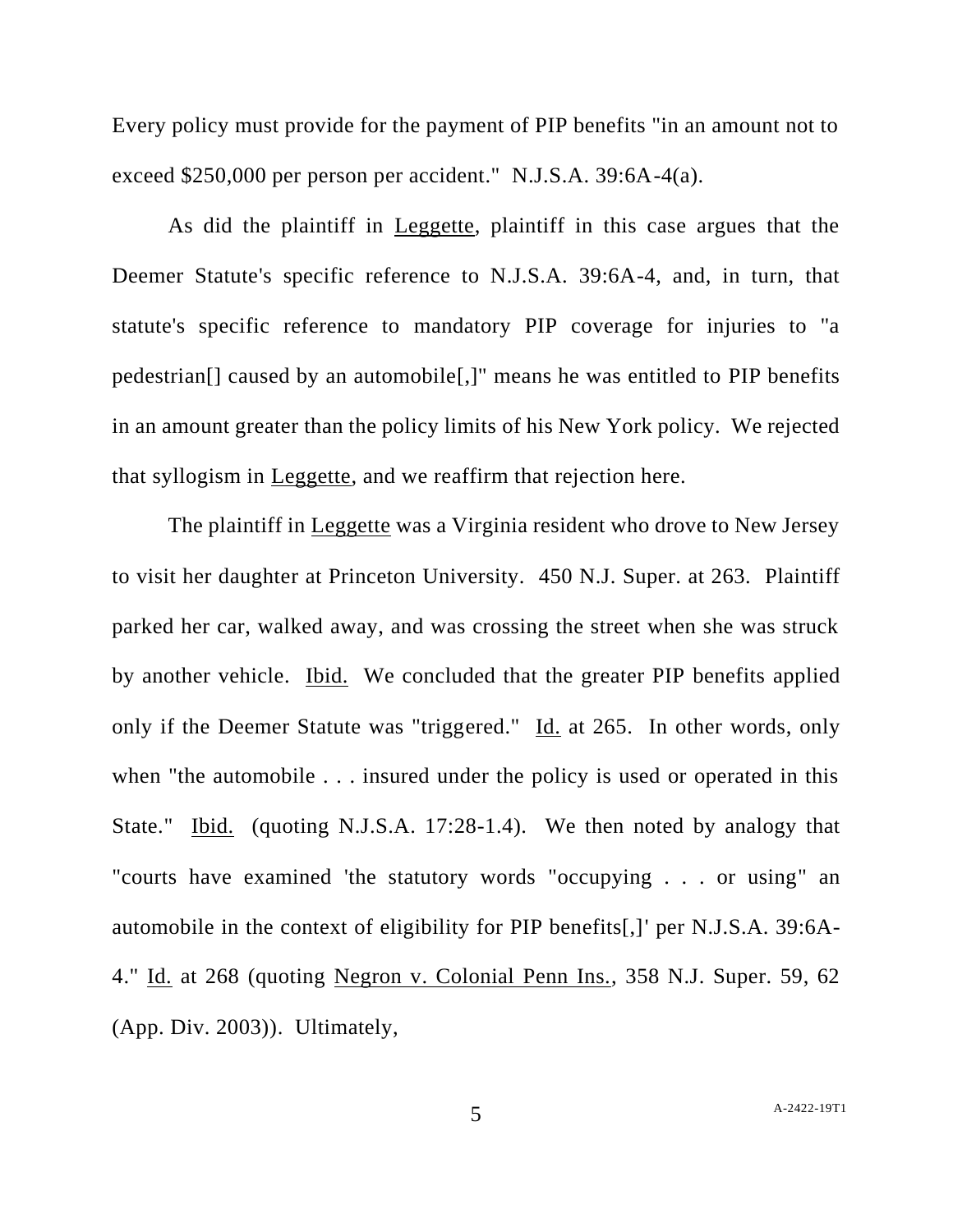Every policy must provide for the payment of PIP benefits "in an amount not to exceed $250,000 per person per accident." N.J.S.A. 39:6A-4(a).

As did the plaintiff in Leggette, plaintiff in this case argues that the Deemer Statute's specific reference to N.J.S.A. 39:6A-4, and, in turn, that statute's specific reference to mandatory PIP coverage for injuries to "a pedestrian[] caused by an automobile[,]" means he was entitled to PIP benefits in an amount greater than the policy limits of his New York policy. We rejected that syllogism in Leggette, and we reaffirm that rejection here.

The plaintiff in Leggette was a Virginia resident who drove to New Jersey to visit her daughter at Princeton University. 450 N.J. Super. at 263. Plaintiff parked her car, walked away, and was crossing the street when she was struck by another vehicle. Ibid. We concluded that the greater PIP benefits applied only if the Deemer Statute was "triggered." Id. at 265. In other words, only when "the automobile . . . insured under the policy is used or operated in this State." Ibid. (quoting N.J.S.A. 17:28-1.4). We then noted by analogy that "courts have examined 'the statutory words "occupying . . . or using" an automobile in the context of eligibility for PIP benefits[,]' per N.J.S.A. 39:6A-4." Id. at 268 (quoting Negron v. Colonial Penn Ins., 358 N.J. Super. 59, 62 (App. Div. 2003)). Ultimately,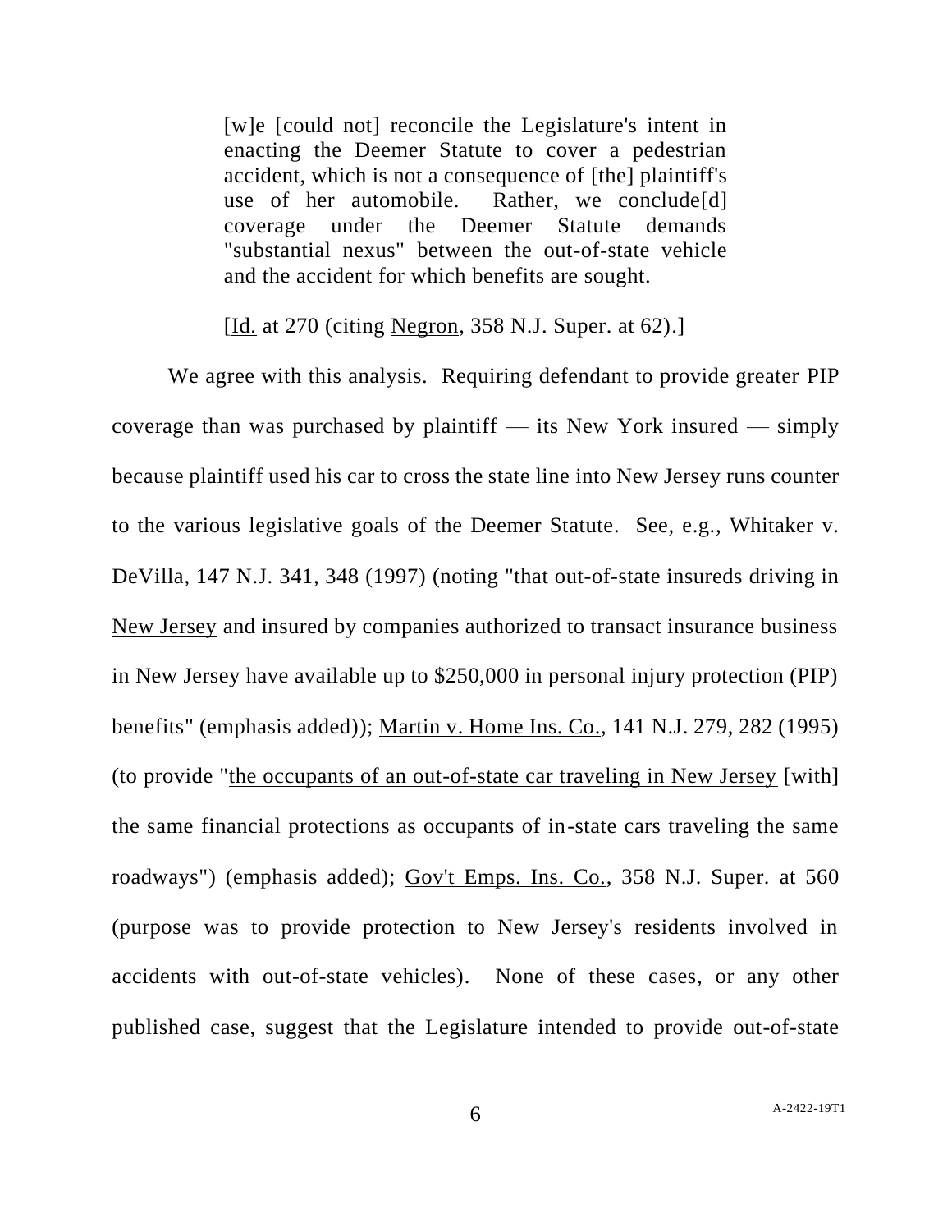> [w]e [could not] reconcile the Legislature's intent in enacting the Deemer Statute to cover a pedestrian accident, which is not a consequence of [the] plaintiff's use of her automobile. Rather, we conclude[d] coverage under the Deemer Statute demands "substantial nexus" between the out-of-state vehicle and the accident for which benefits are sought.
>
> [Id. at 270 (citing Negron, 358 N.J. Super. at 62).]

We agree with this analysis. Requiring defendant to provide greater PIP coverage than was purchased by plaintiff — its New York insured — simply because plaintiff used his car to cross the state line into New Jersey runs counter to the various legislative goals of the Deemer Statute. See, e.g., Whitaker v. DeVilla, 147 N.J. 341, 348 (1997) (noting "that out-of-state insureds driving in New Jersey and insured by companies authorized to transact insurance business in New Jersey have available up to $250,000 in personal injury protection (PIP) benefits" (emphasis added)); Martin v. Home Ins. Co., 141 N.J. 279, 282 (1995) (to provide "the occupants of an out-of-state car traveling in New Jersey [with] the same financial protections as occupants of in-state cars traveling the same roadways") (emphasis added); Gov't Emps. Ins. Co., 358 N.J. Super. at 560 (purpose was to provide protection to New Jersey's residents involved in accidents with out-of-state vehicles). None of these cases, or any other published case, suggest that the Legislature intended to provide out-of-state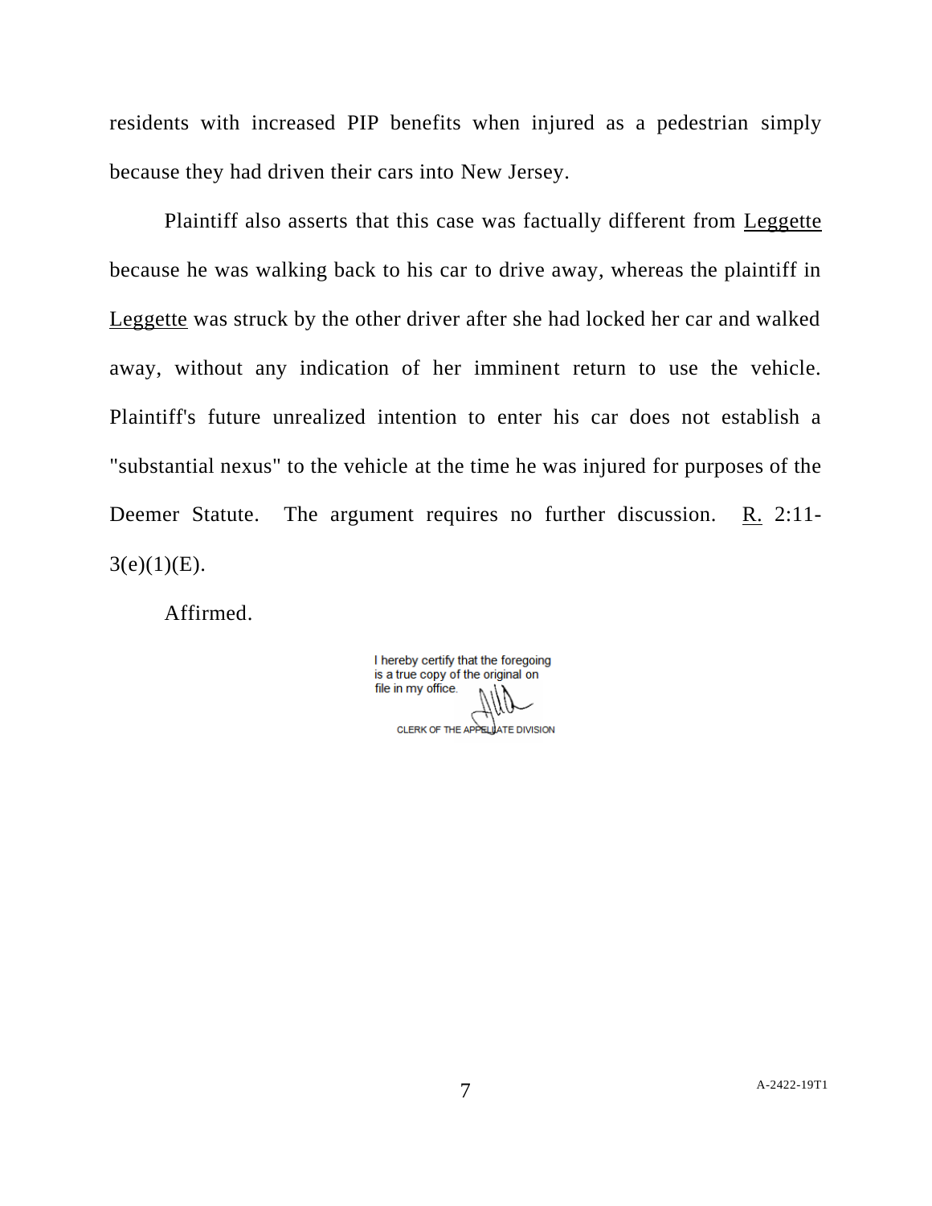residents with increased PIP benefits when injured as a pedestrian simply because they had driven their cars into New Jersey.

Plaintiff also asserts that this case was factually different from Leggette because he was walking back to his car to drive away, whereas the plaintiff in Leggette was struck by the other driver after she had locked her car and walked away, without any indication of her imminent return to use the vehicle. Plaintiff's future unrealized intention to enter his car does not establish a "substantial nexus" to the vehicle at the time he was injured for purposes of the Deemer Statute. The argument requires no further discussion. R. 2:11-3(e)(1)(E).

Affirmed.

I hereby certify that the foregoing is a true copy of the original on file in my office.

CLERK OF THE APPELLATE DIVISION